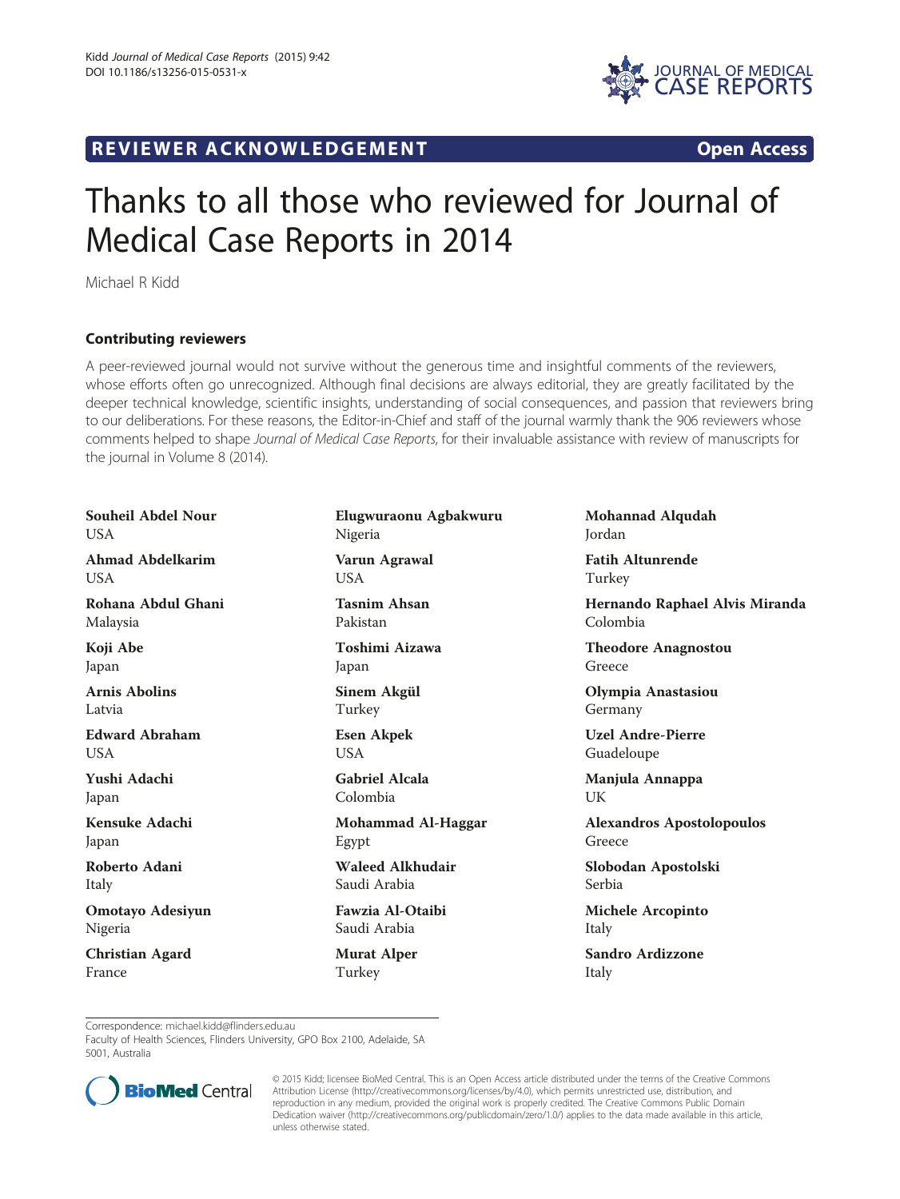REVIEWER ACKNOWLEDGEMENT

Open Access

# Thanks to all those who reviewed for Journal of Medical Case Reports in 2014

Michael R Kidd

## Contributing reviewers

A peer-reviewed journal would not survive without the generous time and insightful comments of the reviewers, whose efforts often go unrecognized. Although final decisions are always editorial, they are greatly facilitated by the deeper technical knowledge, scientific insights, understanding of social consequences, and passion that reviewers bring to our deliberations. For these reasons, the Editor-in-Chief and staff of the journal warmly thank the 906 reviewers whose comments helped to shape *Journal of Medical Case Reports*, for their invaluable assistance with review of manuscripts for the journal in Volume 8 (2014).

**Souheil Abdel Nour**
USA

**Ahmad Abdelkarim**
USA

**Rohana Abdul Ghani**
Malaysia

**Koji Abe**
Japan

**Arnis Abolins**
Latvia

**Edward Abraham**
USA

**Yushi Adachi**
Japan

**Kensuke Adachi**
Japan

**Roberto Adani**
Italy

**Omotayo Adesiyun**
Nigeria

**Christian Agard**
France

**Elugwuraonu Agbakwuru**
Nigeria

**Varun Agrawal**
USA

**Tasnim Ahsan**
Pakistan

**Toshimi Aizawa**
Japan

**Sinem Akgül**
Turkey

**Esen Akpek**
USA

**Gabriel Alcala**
Colombia

**Mohammad Al-Haggar**
Egypt

**Waleed Alkhudair**
Saudi Arabia

**Fawzia Al-Otaibi**
Saudi Arabia

**Murat Alper**
Turkey

**Mohannad Alqudah**
Jordan

**Fatih Altunrende**
Turkey

**Hernando Raphael Alvis Miranda**
Colombia

**Theodore Anagnostou**
Greece

**Olympia Anastasiou**
Germany

**Uzel Andre-Pierre**
Guadeloupe

**Manjula Annappa**
UK

**Alexandros Apostolopoulos**
Greece

**Slobodan Apostolski**
Serbia

**Michele Arcopinto**
Italy

**Sandro Ardizzone**
Italy

Correspondence: michael.kidd@flinders.edu.au
Faculty of Health Sciences, Flinders University, GPO Box 2100, Adelaide, SA 5001, Australia

© 2015 Kidd; licensee BioMed Central. This is an Open Access article distributed under the terms of the Creative Commons Attribution License (http://creativecommons.org/licenses/by/4.0), which permits unrestricted use, distribution, and reproduction in any medium, provided the original work is properly credited. The Creative Commons Public Domain Dedication waiver (http://creativecommons.org/publicdomain/zero/1.0/) applies to the data made available in this article, unless otherwise stated.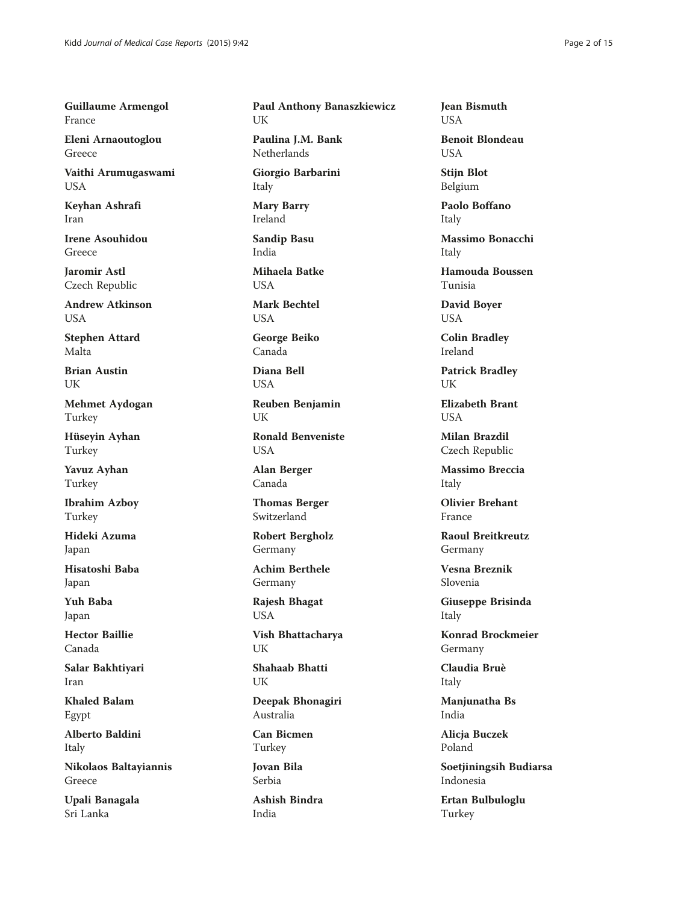**Guillaume Armengol**
France

**Eleni Arnaoutoglou**
Greece

**Vaithi Arumugaswami**
USA

**Keyhan Ashrafi**
Iran

**Irene Asouhidou**
Greece

**Jaromir Astl**
Czech Republic

**Andrew Atkinson**
USA

**Stephen Attard**
Malta

**Brian Austin**
UK

**Mehmet Aydogan**
Turkey

**Hüseyin Ayhan**
Turkey

**Yavuz Ayhan**
Turkey

**Ibrahim Azboy**
Turkey

**Hideki Azuma**
Japan

**Hisatoshi Baba**
Japan

**Yuh Baba**
Japan

**Hector Baillie**
Canada

**Salar Bakhtiyari**
Iran

**Khaled Balam**
Egypt

**Alberto Baldini**
Italy

**Nikolaos Baltayiannis**
Greece

**Upali Banagala**
Sri Lanka

**Paul Anthony Banaszkiewicz**
UK

**Paulina J.M. Bank**
Netherlands

**Giorgio Barbarini**
Italy

**Mary Barry**
Ireland

**Sandip Basu**
India

**Mihaela Batke**
USA

**Mark Bechtel**
USA

**George Beiko**
Canada

**Diana Bell**
USA

**Reuben Benjamin**
UK

**Ronald Benveniste**
USA

**Alan Berger**
Canada

**Thomas Berger**
Switzerland

**Robert Bergholz**
Germany

**Achim Berthele**
Germany

**Rajesh Bhagat**
USA

**Vish Bhattacharya**
UK

**Shahaab Bhatti**
UK

**Deepak Bhonagiri**
Australia

**Can Bicmen**
Turkey

**Jovan Bila**
Serbia

**Ashish Bindra**
India

**Jean Bismuth**
USA

**Benoit Blondeau**
USA

**Stijn Blot**
Belgium

**Paolo Boffano**
Italy

**Massimo Bonacchi**
Italy

**Hamouda Boussen**
Tunisia

**David Boyer**
USA

**Colin Bradley**
Ireland

**Patrick Bradley**
UK

**Elizabeth Brant**
USA

**Milan Brazdil**
Czech Republic

**Massimo Breccia**
Italy

**Olivier Brehant**
France

**Raoul Breitkreutz**
Germany

**Vesna Breznik**
Slovenia

**Giuseppe Brisinda**
Italy

**Konrad Brockmeier**
Germany

**Claudia Bruè**
Italy

**Manjunatha Bs**
India

**Alicja Buczek**
Poland

**Soetjiningsih Budiarsa**
Indonesia

**Ertan Bulbuloglu**
Turkey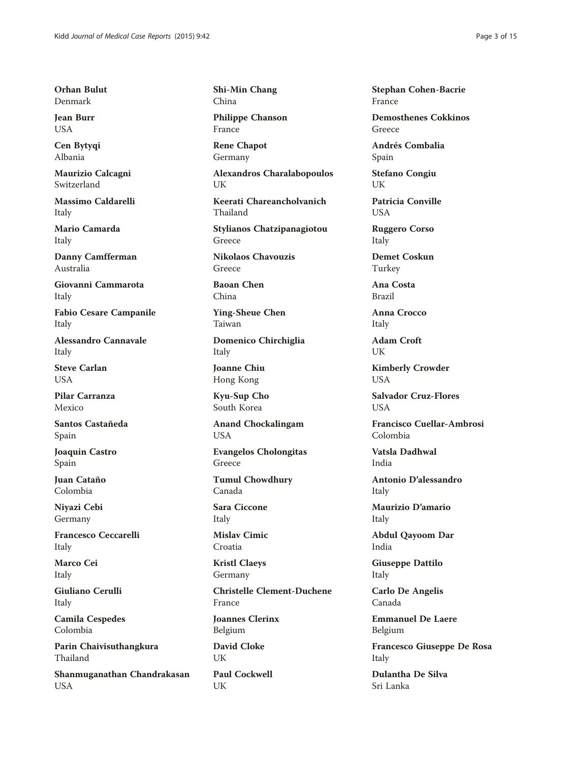**Orhan Bulut**
Denmark

**Jean Burr**
USA

**Cen Bytyqi**
Albania

**Maurizio Calcagni**
Switzerland

**Massimo Caldarelli**
Italy

**Mario Camarda**
Italy

**Danny Camfferman**
Australia

**Giovanni Cammarota**
Italy

**Fabio Cesare Campanile**
Italy

**Alessandro Cannavale**
Italy

**Steve Carlan**
USA

**Pilar Carranza**
Mexico

**Santos Castañeda**
Spain

**Joaquin Castro**
Spain

**Juan Cataño**
Colombia

**Niyazi Cebi**
Germany

**Francesco Ceccarelli**
Italy

**Marco Cei**
Italy

**Giuliano Cerulli**
Italy

**Camila Cespedes**
Colombia

**Parin Chaivisuthangkura**
Thailand

**Shanmuganathan Chandrakasan**
USA

**Shi-Min Chang**
China

**Philippe Chanson**
France

**Rene Chapot**
Germany

**Alexandros Charalabopoulos**
UK

**Keerati Chareancholvanich**
Thailand

**Stylianos Chatzipanagiotou**
Greece

**Nikolaos Chavouzis**
Greece

**Baoan Chen**
China

**Ying-Sheue Chen**
Taiwan

**Domenico Chirchiglia**
Italy

**Joanne Chiu**
Hong Kong

**Kyu-Sup Cho**
South Korea

**Anand Chockalingam**
USA

**Evangelos Cholongitas**
Greece

**Tumul Chowdhury**
Canada

**Sara Ciccone**
Italy

**Mislav Cimic**
Croatia

**Kristl Claeys**
Germany

**Christelle Clement-Duchene**
France

**Joannes Clerinx**
Belgium

**David Cloke**
UK

**Paul Cockwell**
UK

**Stephan Cohen-Bacrie**
France

**Demosthenes Cokkinos**
Greece

**Andrés Combalia**
Spain

**Stefano Congiu**
UK

**Patricia Conville**
USA

**Ruggero Corso**
Italy

**Demet Coskun**
Turkey

**Ana Costa**
Brazil

**Anna Crocco**
Italy

**Adam Croft**
UK

**Kimberly Crowder**
USA

**Salvador Cruz-Flores**
USA

**Francisco Cuellar-Ambrosi**
Colombia

**Vatsla Dadhwal**
India

**Antonio D'alessandro**
Italy

**Maurizio D'amario**
Italy

**Abdul Qayoom Dar**
India

**Giuseppe Dattilo**
Italy

**Carlo De Angelis**
Canada

**Emmanuel De Laere**
Belgium

**Francesco Giuseppe De Rosa**
Italy

**Dulantha De Silva**
Sri Lanka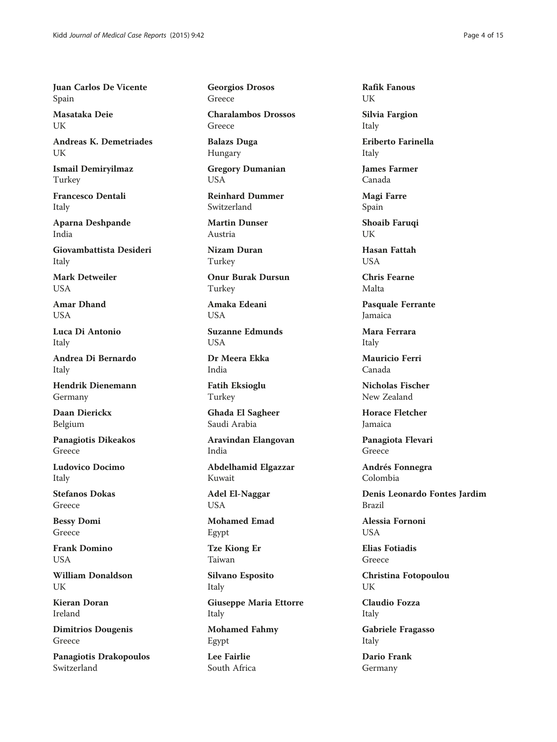**Juan Carlos De Vicente**
Spain

**Masataka Deie**
UK

**Andreas K. Demetriades**
UK

**Ismail Demiryilmaz**
Turkey

**Francesco Dentali**
Italy

**Aparna Deshpande**
India

**Giovambattista Desideri**
Italy

**Mark Detweiler**
USA

**Amar Dhand**
USA

**Luca Di Antonio**
Italy

**Andrea Di Bernardo**
Italy

**Hendrik Dienemann**
Germany

**Daan Dierickx**
Belgium

**Panagiotis Dikeakos**
Greece

**Ludovico Docimo**
Italy

**Stefanos Dokas**
Greece

**Bessy Domi**
Greece

**Frank Domino**
USA

**William Donaldson**
UK

**Kieran Doran**
Ireland

**Dimitrios Dougenis**
Greece

**Panagiotis Drakopoulos**
Switzerland

**Georgios Drosos**
Greece

**Charalambos Drossos**
Greece

**Balazs Duga**
Hungary

**Gregory Dumanian**
USA

**Reinhard Dummer**
Switzerland

**Martin Dunser**
Austria

**Nizam Duran**
Turkey

**Onur Burak Dursun**
Turkey

**Amaka Edeani**
USA

**Suzanne Edmunds**
USA

**Dr Meera Ekka**
India

**Fatih Eksioglu**
Turkey

**Ghada El Sagheer**
Saudi Arabia

**Aravindan Elangovan**
India

**Abdelhamid Elgazzar**
Kuwait

**Adel El-Naggar**
USA

**Mohamed Emad**
Egypt

**Tze Kiong Er**
Taiwan

**Silvano Esposito**
Italy

**Giuseppe Maria Ettorre**
Italy

**Mohamed Fahmy**
Egypt

**Lee Fairlie**
South Africa

**Rafik Fanous**
UK

**Silvia Fargion**
Italy

**Eriberto Farinella**
Italy

**James Farmer**
Canada

**Magi Farre**
Spain

**Shoaib Faruqi**
UK

**Hasan Fattah**
USA

**Chris Fearne**
Malta

**Pasquale Ferrante**
Jamaica

**Mara Ferrara**
Italy

**Mauricio Ferri**
Canada

**Nicholas Fischer**
New Zealand

**Horace Fletcher**
Jamaica

**Panagiota Flevari**
Greece

**Andrés Fonnegra**
Colombia

**Denis Leonardo Fontes Jardim**
Brazil

**Alessia Fornoni**
USA

**Elias Fotiadis**
Greece

**Christina Fotopoulou**
UK

**Claudio Fozza**
Italy

**Gabriele Fragasso**
Italy

**Dario Frank**
Germany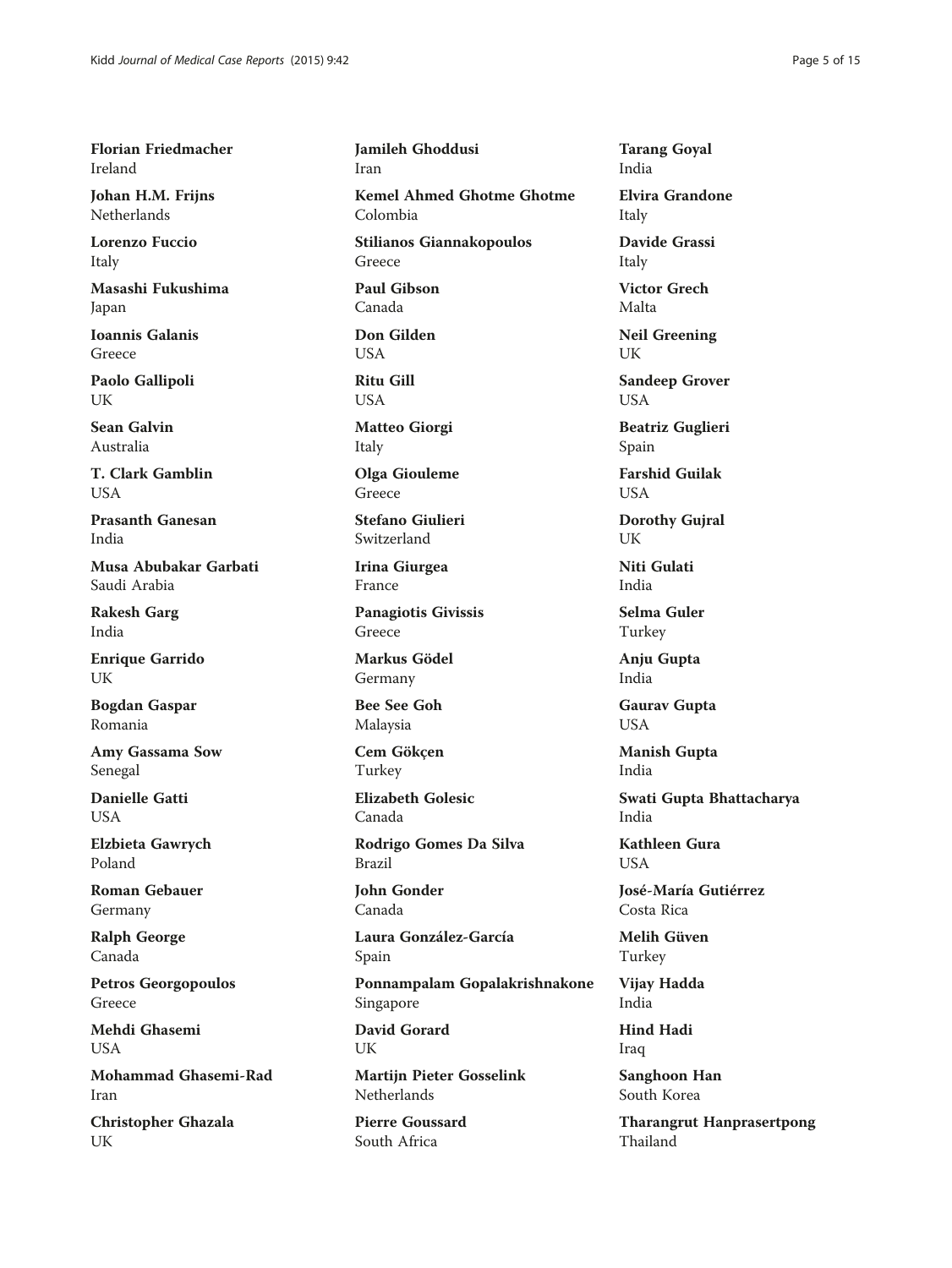**Florian Friedmacher**
Ireland

**Johan H.M. Frijns**
Netherlands

**Lorenzo Fuccio**
Italy

**Masashi Fukushima**
Japan

**Ioannis Galanis**
Greece

**Paolo Gallipoli**
UK

**Sean Galvin**
Australia

**T. Clark Gamblin**
USA

**Prasanth Ganesan**
India

**Musa Abubakar Garbati**
Saudi Arabia

**Rakesh Garg**
India

**Enrique Garrido**
UK

**Bogdan Gaspar**
Romania

**Amy Gassama Sow**
Senegal

**Danielle Gatti**
USA

**Elzbieta Gawrych**
Poland

**Roman Gebauer**
Germany

**Ralph George**
Canada

**Petros Georgopoulos**
Greece

**Mehdi Ghasemi**
USA

**Mohammad Ghasemi-Rad**
Iran

**Christopher Ghazala**
UK

**Jamileh Ghoddusi**
Iran

**Kemel Ahmed Ghotme Ghotme**
Colombia

**Stilianos Giannakopoulos**
Greece

**Paul Gibson**
Canada

**Don Gilden**
USA

**Ritu Gill**
USA

**Matteo Giorgi**
Italy

**Olga Giouleme**
Greece

**Stefano Giulieri**
Switzerland

**Irina Giurgea**
France

**Panagiotis Givissis**
Greece

**Markus Gödel**
Germany

**Bee See Goh**
Malaysia

**Cem Gökçen**
Turkey

**Elizabeth Golesic**
Canada

**Rodrigo Gomes Da Silva**
Brazil

**John Gonder**
Canada

**Laura González-García**
Spain

**Ponnampalam Gopalakrishnakone**
Singapore

**David Gorard**
UK

**Martijn Pieter Gosselink**
Netherlands

**Pierre Goussard**
South Africa

**Tarang Goyal**
India

**Elvira Grandone**
Italy

**Davide Grassi**
Italy

**Victor Grech**
Malta

**Neil Greening**
UK

**Sandeep Grover**
USA

**Beatriz Guglieri**
Spain

**Farshid Guilak**
USA

**Dorothy Gujral**
UK

**Niti Gulati**
India

**Selma Guler**
Turkey

**Anju Gupta**
India

**Gaurav Gupta**
USA

**Manish Gupta**
India

**Swati Gupta Bhattacharya**
India

**Kathleen Gura**
USA

**José-María Gutiérrez**
Costa Rica

**Melih Güven**
Turkey

**Vijay Hadda**
India

**Hind Hadi**
Iraq

**Sanghoon Han**
South Korea

**Tharangrut Hanprasertpong**
Thailand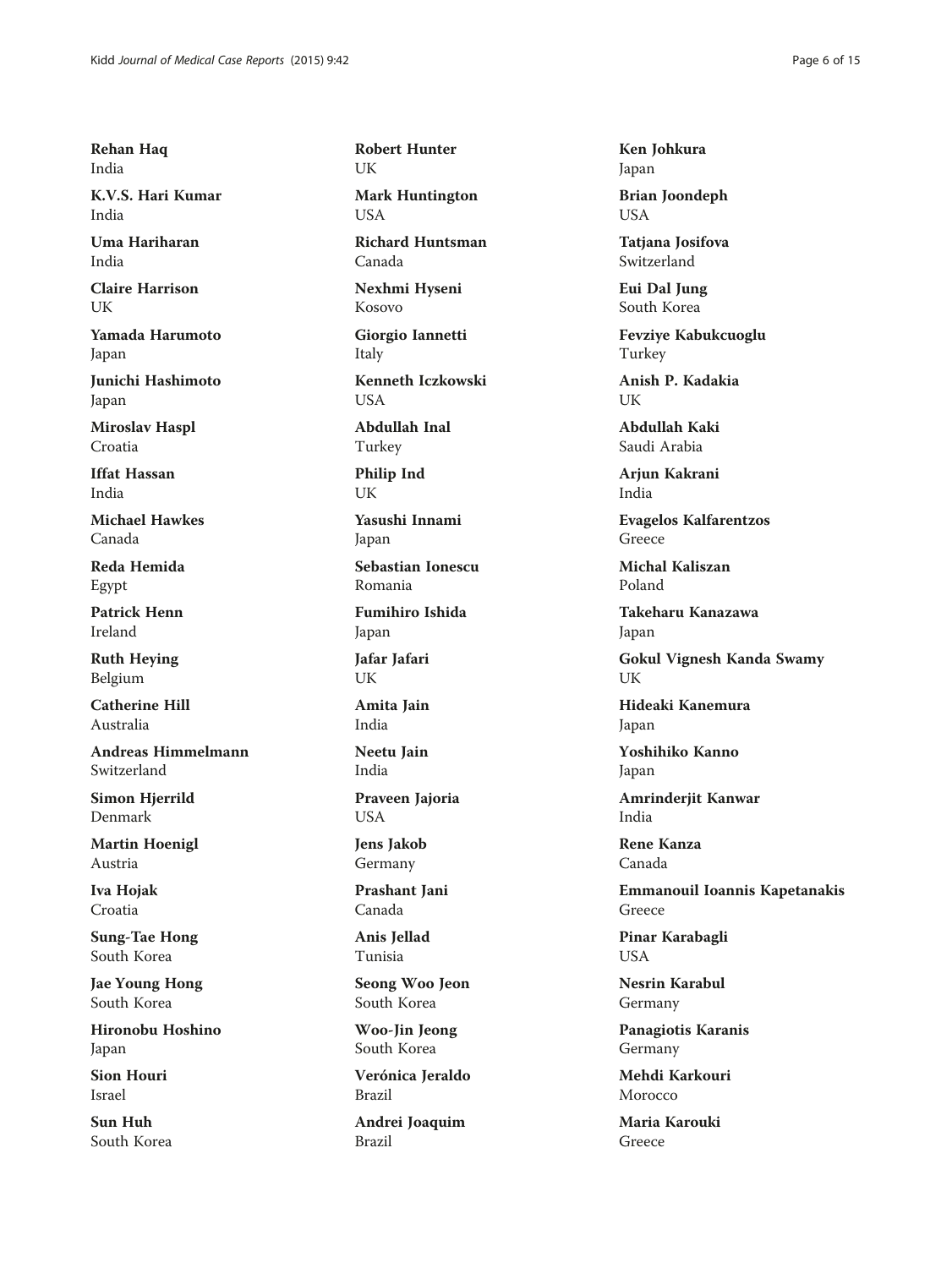**Rehan Haq**
India

**K.V.S. Hari Kumar**
India

**Uma Hariharan**
India

**Claire Harrison**
UK

**Yamada Harumoto**
Japan

**Junichi Hashimoto**
Japan

**Miroslav Haspl**
Croatia

**Iffat Hassan**
India

**Michael Hawkes**
Canada

**Reda Hemida**
Egypt

**Patrick Henn**
Ireland

**Ruth Heying**
Belgium

**Catherine Hill**
Australia

**Andreas Himmelmann**
Switzerland

**Simon Hjerrild**
Denmark

**Martin Hoenigl**
Austria

**Iva Hojak**
Croatia

**Sung-Tae Hong**
South Korea

**Jae Young Hong**
South Korea

**Hironobu Hoshino**
Japan

**Sion Houri**
Israel

**Sun Huh**
South Korea

**Robert Hunter**
UK

**Mark Huntington**
USA

**Richard Huntsman**
Canada

**Nexhmi Hyseni**
Kosovo

**Giorgio Iannetti**
Italy

**Kenneth Iczkowski**
USA

**Abdullah Inal**
Turkey

**Philip Ind**
UK

**Yasushi Innami**
Japan

**Sebastian Ionescu**
Romania

**Fumihiro Ishida**
Japan

**Jafar Jafari**
UK

**Amita Jain**
India

**Neetu Jain**
India

**Praveen Jajoria**
USA

**Jens Jakob**
Germany

**Prashant Jani**
Canada

**Anis Jellad**
Tunisia

**Seong Woo Jeon**
South Korea

**Woo-Jin Jeong**
South Korea

**Verónica Jeraldo**
Brazil

**Andrei Joaquim**
Brazil

**Ken Johkura**
Japan

**Brian Joondeph**
USA

**Tatjana Josifova**
Switzerland

**Eui Dal Jung**
South Korea

**Fevziye Kabukcuoglu**
Turkey

**Anish P. Kadakia**
UK

**Abdullah Kaki**
Saudi Arabia

**Arjun Kakrani**
India

**Evagelos Kalfarentzos**
Greece

**Michal Kaliszan**
Poland

**Takeharu Kanazawa**
Japan

**Gokul Vignesh Kanda Swamy**
UK

**Hideaki Kanemura**
Japan

**Yoshihiko Kanno**
Japan

**Amrinderjit Kanwar**
India

**Rene Kanza**
Canada

**Emmanouil Ioannis Kapetanakis**
Greece

**Pinar Karabagli**
USA

**Nesrin Karabul**
Germany

**Panagiotis Karanis**
Germany

**Mehdi Karkouri**
Morocco

**Maria Karouki**
Greece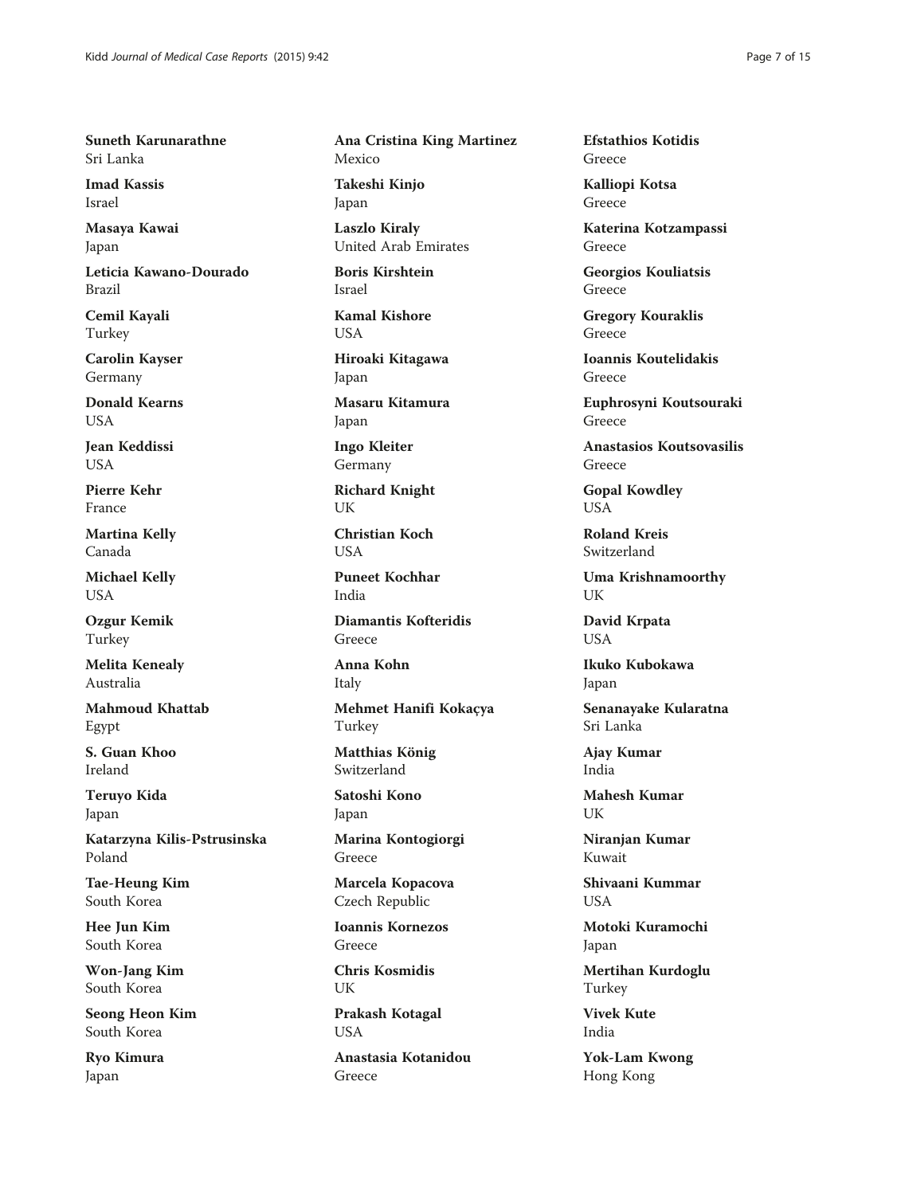**Suneth Karunarathne**
Sri Lanka

**Imad Kassis**
Israel

**Masaya Kawai**
Japan

**Leticia Kawano-Dourado**
Brazil

**Cemil Kayali**
Turkey

**Carolin Kayser**
Germany

**Donald Kearns**
USA

**Jean Keddissi**
USA

**Pierre Kehr**
France

**Martina Kelly**
Canada

**Michael Kelly**
USA

**Ozgur Kemik**
Turkey

**Melita Kenealy**
Australia

**Mahmoud Khattab**
Egypt

**S. Guan Khoo**
Ireland

**Teruyo Kida**
Japan

**Katarzyna Kilis-Pstrusinska**
Poland

**Tae-Heung Kim**
South Korea

**Hee Jun Kim**
South Korea

**Won-Jang Kim**
South Korea

**Seong Heon Kim**
South Korea

**Ryo Kimura**
Japan

**Ana Cristina King Martinez**
Mexico

**Takeshi Kinjo**
Japan

**Laszlo Kiraly**
United Arab Emirates

**Boris Kirshtein**
Israel

**Kamal Kishore**
USA

**Hiroaki Kitagawa**
Japan

**Masaru Kitamura**
Japan

**Ingo Kleiter**
Germany

**Richard Knight**
UK

**Christian Koch**
USA

**Puneet Kochhar**
India

**Diamantis Kofteridis**
Greece

**Anna Kohn**
Italy

**Mehmet Hanifi Kokaçya**
Turkey

**Matthias König**
Switzerland

**Satoshi Kono**
Japan

**Marina Kontogiorgi**
Greece

**Marcela Kopacova**
Czech Republic

**Ioannis Kornezos**
Greece

**Chris Kosmidis**
UK

**Prakash Kotagal**
USA

**Anastasia Kotanidou**
Greece

**Efstathios Kotidis**
Greece

**Kalliopi Kotsa**
Greece

**Katerina Kotzampassi**
Greece

**Georgios Kouliatsis**
Greece

**Gregory Kouraklis**
Greece

**Ioannis Koutelidakis**
Greece

**Euphrosyni Koutsouraki**
Greece

**Anastasios Koutsovasilis**
Greece

**Gopal Kowdley**
USA

**Roland Kreis**
Switzerland

**Uma Krishnamoorthy**
UK

**David Krpata**
USA

**Ikuko Kubokawa**
Japan

**Senanayake Kularatna**
Sri Lanka

**Ajay Kumar**
India

**Mahesh Kumar**
UK

**Niranjan Kumar**
Kuwait

**Shivaani Kummar**
USA

**Motoki Kuramochi**
Japan

**Mertihan Kurdoglu**
Turkey

**Vivek Kute**
India

**Yok-Lam Kwong**
Hong Kong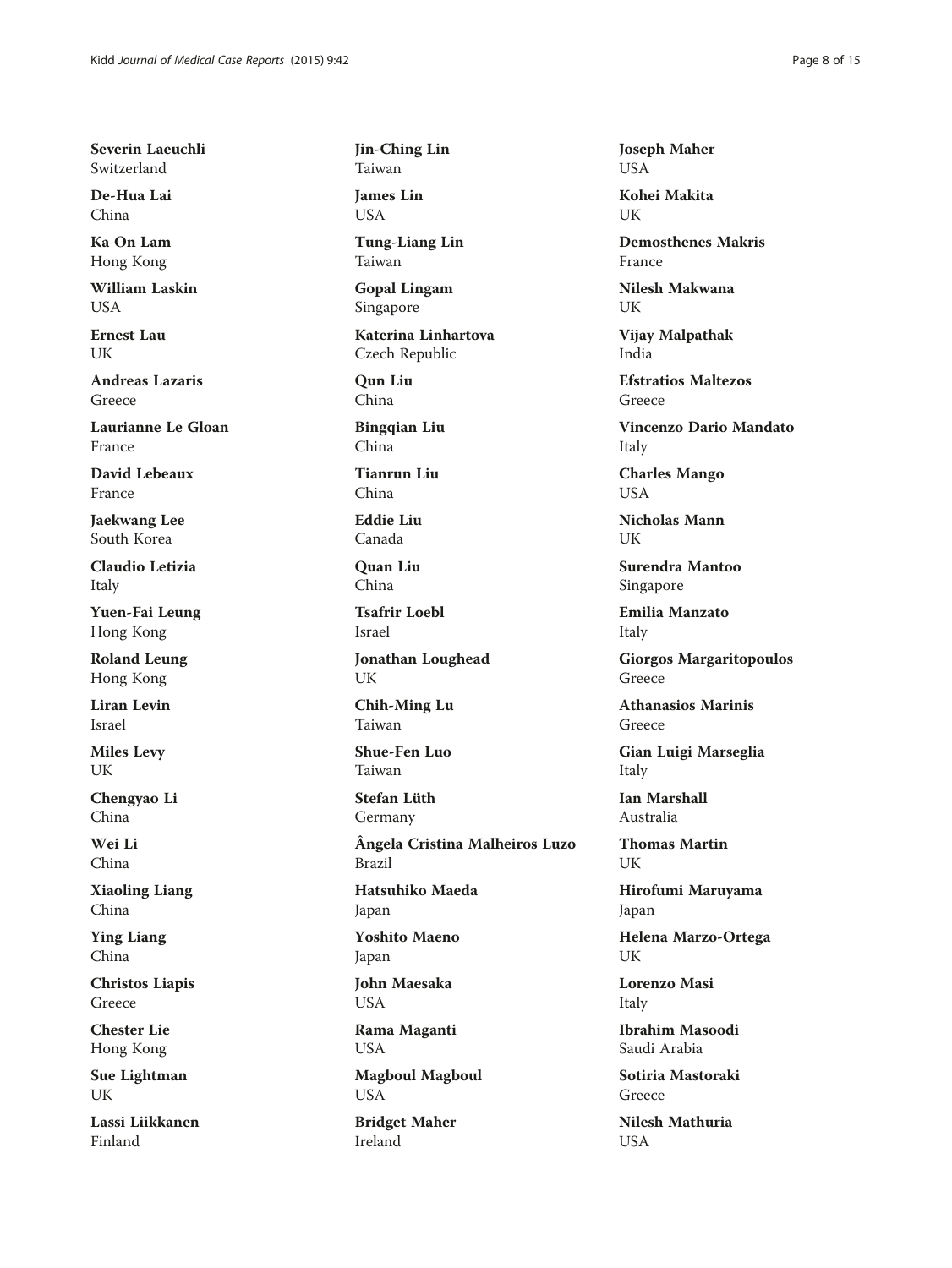**Severin Laeuchli**
Switzerland

**De-Hua Lai**
China

**Ka On Lam**
Hong Kong

**William Laskin**
USA

**Ernest Lau**
UK

**Andreas Lazaris**
Greece

**Laurianne Le Gloan**
France

**David Lebeaux**
France

**Jaekwang Lee**
South Korea

**Claudio Letizia**
Italy

**Yuen-Fai Leung**
Hong Kong

**Roland Leung**
Hong Kong

**Liran Levin**
Israel

**Miles Levy**
UK

**Chengyao Li**
China

**Wei Li**
China

**Xiaoling Liang**
China

**Ying Liang**
China

**Christos Liapis**
Greece

**Chester Lie**
Hong Kong

**Sue Lightman**
UK

**Lassi Liikkanen**
Finland

**Jin-Ching Lin**
Taiwan

**James Lin**
USA

**Tung-Liang Lin**
Taiwan

**Gopal Lingam**
Singapore

**Katerina Linhartova**
Czech Republic

**Qun Liu**
China

**Bingqian Liu**
China

**Tianrun Liu**
China

**Eddie Liu**
Canada

**Quan Liu**
China

**Tsafrir Loebl**
Israel

**Jonathan Loughead**
UK

**Chih-Ming Lu**
Taiwan

**Shue-Fen Luo**
Taiwan

**Stefan Lüth**
Germany

**Ângela Cristina Malheiros Luzo**
Brazil

**Hatsuhiko Maeda**
Japan

**Yoshito Maeno**
Japan

**John Maesaka**
USA

**Rama Maganti**
USA

**Magboul Magboul**
USA

**Bridget Maher**
Ireland

**Joseph Maher**
USA

**Kohei Makita**
UK

**Demosthenes Makris**
France

**Nilesh Makwana**
UK

**Vijay Malpathak**
India

**Efstratios Maltezos**
Greece

**Vincenzo Dario Mandato**
Italy

**Charles Mango**
USA

**Nicholas Mann**
UK

**Surendra Mantoo**
Singapore

**Emilia Manzato**
Italy

**Giorgos Margaritopoulos**
Greece

**Athanasios Marinis**
Greece

**Gian Luigi Marseglia**
Italy

**Ian Marshall**
Australia

**Thomas Martin**
UK

**Hirofumi Maruyama**
Japan

**Helena Marzo-Ortega**
UK

**Lorenzo Masi**
Italy

**Ibrahim Masoodi**
Saudi Arabia

**Sotiria Mastoraki**
Greece

**Nilesh Mathuria**
USA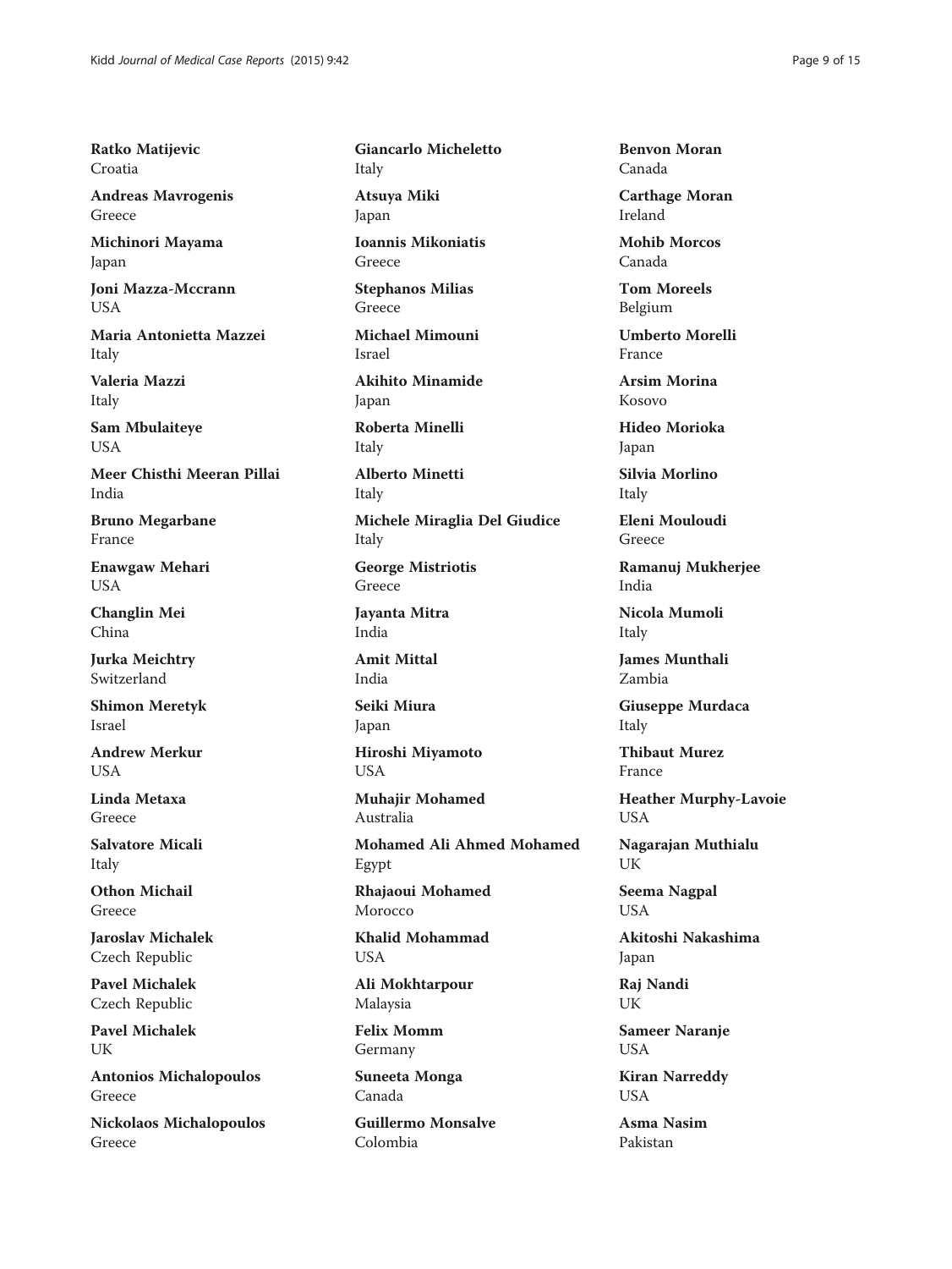**Ratko Matijevic**
Croatia

**Andreas Mavrogenis**
Greece

**Michinori Mayama**
Japan

**Joni Mazza-Mccrann**
USA

**Maria Antonietta Mazzei**
Italy

**Valeria Mazzi**
Italy

**Sam Mbulaiteye**
USA

**Meer Chisthi Meeran Pillai**
India

**Bruno Megarbane**
France

**Enawgaw Mehari**
USA

**Changlin Mei**
China

**Jurka Meichtry**
Switzerland

**Shimon Meretyk**
Israel

**Andrew Merkur**
USA

**Linda Metaxa**
Greece

**Salvatore Micali**
Italy

**Othon Michail**
Greece

**Jaroslav Michalek**
Czech Republic

**Pavel Michalek**
Czech Republic

**Pavel Michalek**
UK

**Antonios Michalopoulos**
Greece

**Nickolaos Michalopoulos**
Greece

**Giancarlo Micheletto**
Italy

**Atsuya Miki**
Japan

**Ioannis Mikoniatis**
Greece

**Stephanos Milias**
Greece

**Michael Mimouni**
Israel

**Akihito Minamide**
Japan

**Roberta Minelli**
Italy

**Alberto Minetti**
Italy

**Michele Miraglia Del Giudice**
Italy

**George Mistriotis**
Greece

**Jayanta Mitra**
India

**Amit Mittal**
India

**Seiki Miura**
Japan

**Hiroshi Miyamoto**
USA

**Muhajir Mohamed**
Australia

**Mohamed Ali Ahmed Mohamed**
Egypt

**Rhajaoui Mohamed**
Morocco

**Khalid Mohammad**
USA

**Ali Mokhtarpour**
Malaysia

**Felix Momm**
Germany

**Suneeta Monga**
Canada

**Guillermo Monsalve**
Colombia

**Benvon Moran**
Canada

**Carthage Moran**
Ireland

**Mohib Morcos**
Canada

**Tom Moreels**
Belgium

**Umberto Morelli**
France

**Arsim Morina**
Kosovo

**Hideo Morioka**
Japan

**Silvia Morlino**
Italy

**Eleni Mouloudi**
Greece

**Ramanuj Mukherjee**
India

**Nicola Mumoli**
Italy

**James Munthali**
Zambia

**Giuseppe Murdaca**
Italy

**Thibaut Murez**
France

**Heather Murphy-Lavoie**
USA

**Nagarajan Muthialu**
UK

**Seema Nagpal**
USA

**Akitoshi Nakashima**
Japan

**Raj Nandi**
UK

**Sameer Naranje**
USA

**Kiran Narreddy**
USA

**Asma Nasim**
Pakistan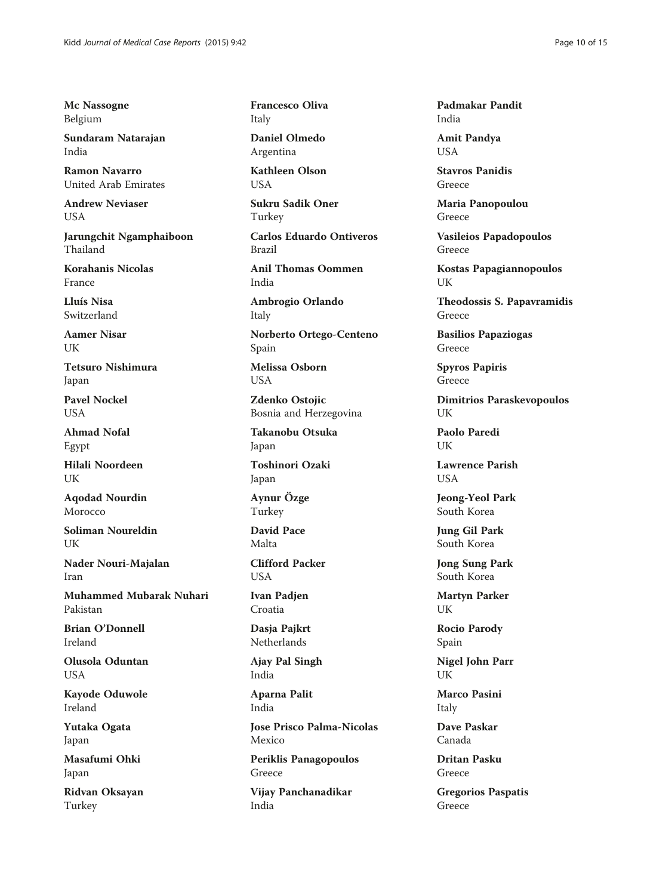**Mc Nassogne**
Belgium

**Sundaram Natarajan**
India

**Ramon Navarro**
United Arab Emirates

**Andrew Neviaser**
USA

**Jarungchit Ngamphaiboon**
Thailand

**Korahanis Nicolas**
France

**Lluís Nisa**
Switzerland

**Aamer Nisar**
UK

**Tetsuro Nishimura**
Japan

**Pavel Nockel**
USA

**Ahmad Nofal**
Egypt

**Hilali Noordeen**
UK

**Aqodad Nourdin**
Morocco

**Soliman Noureldin**
UK

**Nader Nouri-Majalan**
Iran

**Muhammed Mubarak Nuhari**
Pakistan

**Brian O'Donnell**
Ireland

**Olusola Oduntan**
USA

**Kayode Oduwole**
Ireland

**Yutaka Ogata**
Japan

**Masafumi Ohki**
Japan

**Ridvan Oksayan**
Turkey

**Francesco Oliva**
Italy

**Daniel Olmedo**
Argentina

**Kathleen Olson**
USA

**Sukru Sadik Oner**
Turkey

**Carlos Eduardo Ontiveros**
Brazil

**Anil Thomas Oommen**
India

**Ambrogio Orlando**
Italy

**Norberto Ortego-Centeno**
Spain

**Melissa Osborn**
USA

**Zdenko Ostojic**
Bosnia and Herzegovina

**Takanobu Otsuka**
Japan

**Toshinori Ozaki**
Japan

**Aynur Özge**
Turkey

**David Pace**
Malta

**Clifford Packer**
USA

**Ivan Padjen**
Croatia

**Dasja Pajkrt**
Netherlands

**Ajay Pal Singh**
India

**Aparna Palit**
India

**Jose Prisco Palma-Nicolas**
Mexico

**Periklis Panagopoulos**
Greece

**Vijay Panchanadikar**
India

**Padmakar Pandit**
India

**Amit Pandya**
USA

**Stavros Panidis**
Greece

**Maria Panopoulou**
Greece

**Vasileios Papadopoulos**
Greece

**Kostas Papagiannopoulos**
UK

**Theodossis S. Papavramidis**
Greece

**Basilios Papaziogas**
Greece

**Spyros Papiris**
Greece

**Dimitrios Paraskevopoulos**
UK

**Paolo Paredi**
UK

**Lawrence Parish**
USA

**Jeong-Yeol Park**
South Korea

**Jung Gil Park**
South Korea

**Jong Sung Park**
South Korea

**Martyn Parker**
UK

**Rocio Parody**
Spain

**Nigel John Parr**
UK

**Marco Pasini**
Italy

**Dave Paskar**
Canada

**Dritan Pasku**
Greece

**Gregorios Paspatis**
Greece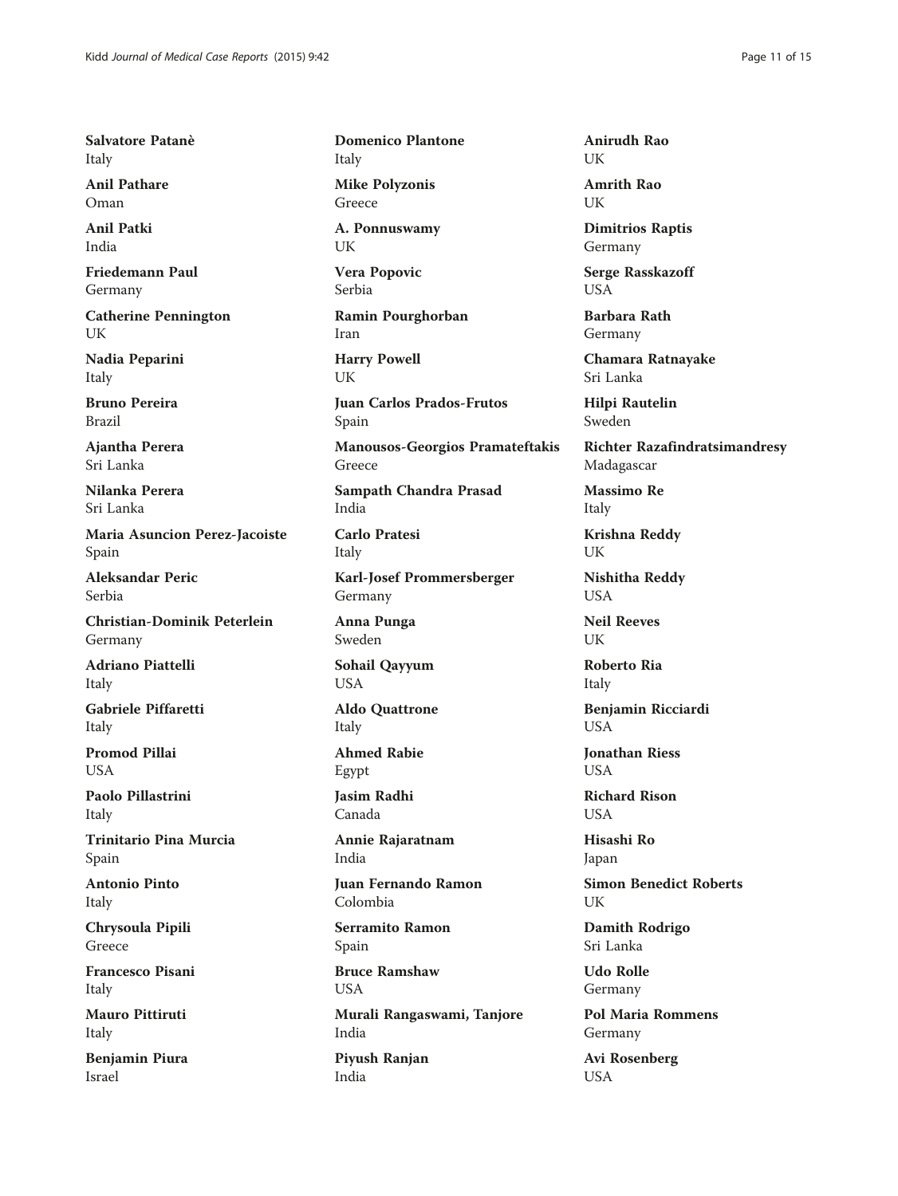**Salvatore Patanè**
Italy

**Anil Pathare**
Oman

**Anil Patki**
India

**Friedemann Paul**
Germany

**Catherine Pennington**
UK

**Nadia Peparini**
Italy

**Bruno Pereira**
Brazil

**Ajantha Perera**
Sri Lanka

**Nilanka Perera**
Sri Lanka

**Maria Asuncion Perez-Jacoiste**
Spain

**Aleksandar Peric**
Serbia

**Christian-Dominik Peterlein**
Germany

**Adriano Piattelli**
Italy

**Gabriele Piffaretti**
Italy

**Promod Pillai**
USA

**Paolo Pillastrini**
Italy

**Trinitario Pina Murcia**
Spain

**Antonio Pinto**
Italy

**Chrysoula Pipili**
Greece

**Francesco Pisani**
Italy

**Mauro Pittiruti**
Italy

**Benjamin Piura**
Israel

**Domenico Plantone**
Italy

**Mike Polyzonis**
Greece

**A. Ponnuswamy**
UK

**Vera Popovic**
Serbia

**Ramin Pourghorban**
Iran

**Harry Powell**
UK

**Juan Carlos Prados-Frutos**
Spain

**Manousos-Georgios Pramateftakis**
Greece

**Sampath Chandra Prasad**
India

**Carlo Pratesi**
Italy

**Karl-Josef Prommersberger**
Germany

**Anna Punga**
Sweden

**Sohail Qayyum**
USA

**Aldo Quattrone**
Italy

**Ahmed Rabie**
Egypt

**Jasim Radhi**
Canada

**Annie Rajaratnam**
India

**Juan Fernando Ramon**
Colombia

**Serramito Ramon**
Spain

**Bruce Ramshaw**
USA

**Murali Rangaswami, Tanjore**
India

**Piyush Ranjan**
India

**Anirudh Rao**
UK

**Amrith Rao**
UK

**Dimitrios Raptis**
Germany

**Serge Rasskazoff**
USA

**Barbara Rath**
Germany

**Chamara Ratnayake**
Sri Lanka

**Hilpi Rautelin**
Sweden

**Richter Razafindratsimandresy**
Madagascar

**Massimo Re**
Italy

**Krishna Reddy**
UK

**Nishitha Reddy**
USA

**Neil Reeves**
UK

**Roberto Ria**
Italy

**Benjamin Ricciardi**
USA

**Jonathan Riess**
USA

**Richard Rison**
USA

**Hisashi Ro**
Japan

**Simon Benedict Roberts**
UK

**Damith Rodrigo**
Sri Lanka

**Udo Rolle**
Germany

**Pol Maria Rommens**
Germany

**Avi Rosenberg**
USA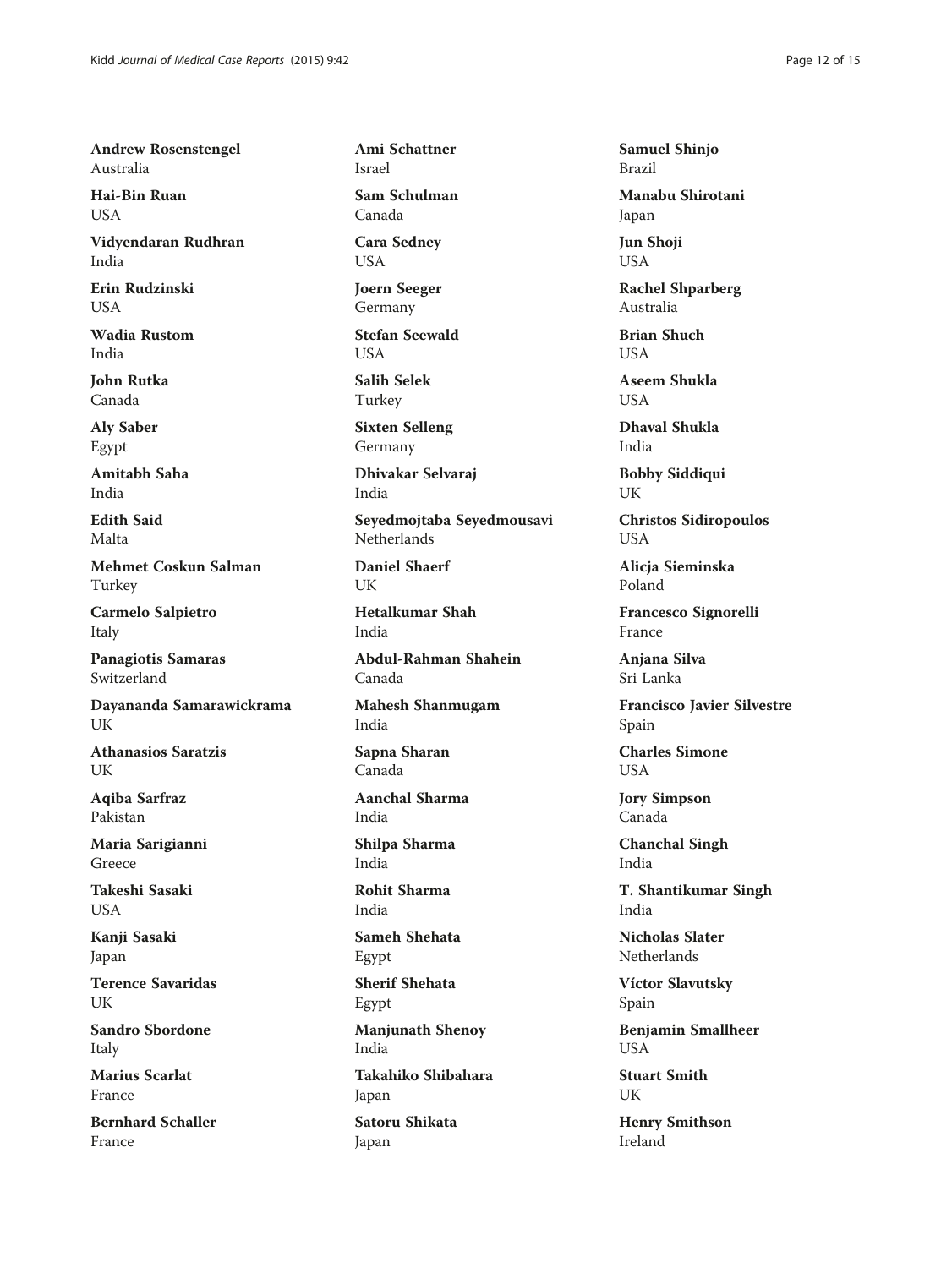**Andrew Rosenstengel**
Australia

**Hai-Bin Ruan**
USA

**Vidyendaran Rudhran**
India

**Erin Rudzinski**
USA

**Wadia Rustom**
India

**John Rutka**
Canada

**Aly Saber**
Egypt

**Amitabh Saha**
India

**Edith Said**
Malta

**Mehmet Coskun Salman**
Turkey

**Carmelo Salpietro**
Italy

**Panagiotis Samaras**
Switzerland

**Dayananda Samarawickrama**
UK

**Athanasios Saratzis**
UK

**Aqiba Sarfraz**
Pakistan

**Maria Sarigianni**
Greece

**Takeshi Sasaki**
USA

**Kanji Sasaki**
Japan

**Terence Savaridas**
UK

**Sandro Sbordone**
Italy

**Marius Scarlat**
France

**Bernhard Schaller**
France

**Ami Schattner**
Israel

**Sam Schulman**
Canada

**Cara Sedney**
USA

**Joern Seeger**
Germany

**Stefan Seewald**
USA

**Salih Selek**
Turkey

**Sixten Selleng**
Germany

**Dhivakar Selvaraj**
India

**Seyedmojtaba Seyedmousavi**
Netherlands

**Daniel Shaerf**
UK

**Hetalkumar Shah**
India

**Abdul-Rahman Shahein**
Canada

**Mahesh Shanmugam**
India

**Sapna Sharan**
Canada

**Aanchal Sharma**
India

**Shilpa Sharma**
India

**Rohit Sharma**
India

**Sameh Shehata**
Egypt

**Sherif Shehata**
Egypt

**Manjunath Shenoy**
India

**Takahiko Shibahara**
Japan

**Satoru Shikata**
Japan

**Samuel Shinjo**
Brazil

**Manabu Shirotani**
Japan

**Jun Shoji**
USA

**Rachel Shparberg**
Australia

**Brian Shuch**
USA

**Aseem Shukla**
USA

**Dhaval Shukla**
India

**Bobby Siddiqui**
UK

**Christos Sidiropoulos**
USA

**Alicja Sieminska**
Poland

**Francesco Signorelli**
France

**Anjana Silva**
Sri Lanka

**Francisco Javier Silvestre**
Spain

**Charles Simone**
USA

**Jory Simpson**
Canada

**Chanchal Singh**
India

**T. Shantikumar Singh**
India

**Nicholas Slater**
Netherlands

**Víctor Slavutsky**
Spain

**Benjamin Smallheer**
USA

**Stuart Smith**
UK

**Henry Smithson**
Ireland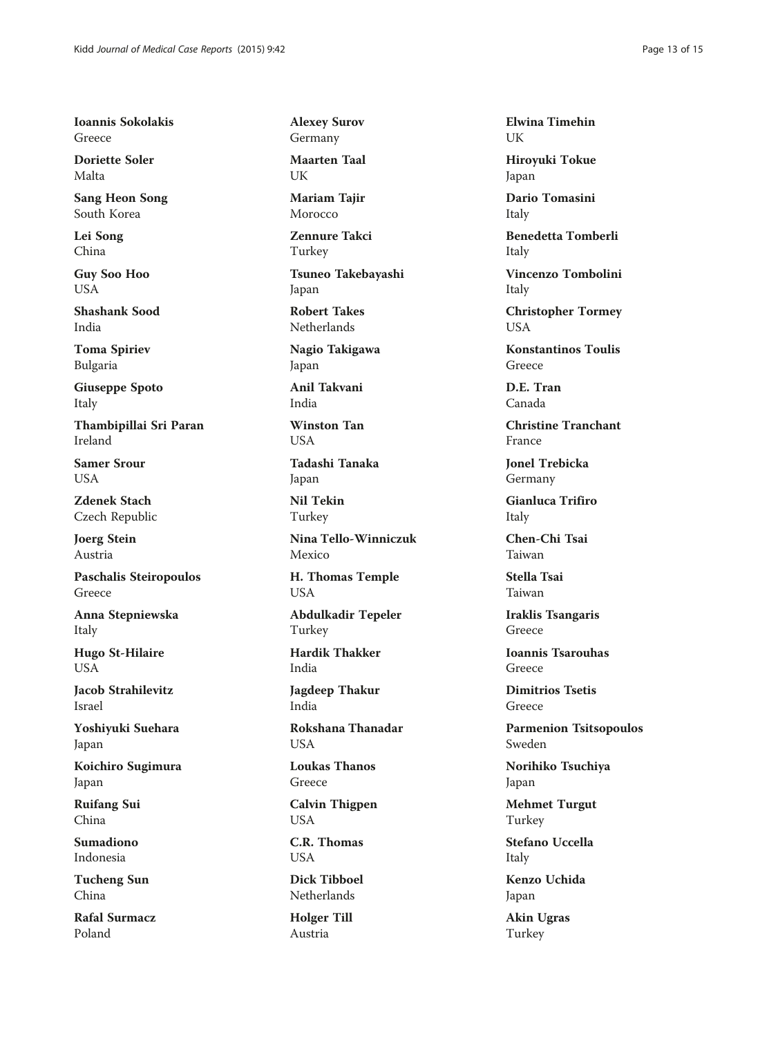**Ioannis Sokolakis**
Greece

**Doriette Soler**
Malta

**Sang Heon Song**
South Korea

**Lei Song**
China

**Guy Soo Hoo**
USA

**Shashank Sood**
India

**Toma Spiriev**
Bulgaria

**Giuseppe Spoto**
Italy

**Thambipillai Sri Paran**
Ireland

**Samer Srour**
USA

**Zdenek Stach**
Czech Republic

**Joerg Stein**
Austria

**Paschalis Steiropoulos**
Greece

**Anna Stepniewska**
Italy

**Hugo St-Hilaire**
USA

**Jacob Strahilevitz**
Israel

**Yoshiyuki Suehara**
Japan

**Koichiro Sugimura**
Japan

**Ruifang Sui**
China

**Sumadiono**
Indonesia

**Tucheng Sun**
China

**Rafal Surmacz**
Poland

**Alexey Surov**
Germany

**Maarten Taal**
UK

**Mariam Tajir**
Morocco

**Zennure Takci**
Turkey

**Tsuneo Takebayashi**
Japan

**Robert Takes**
Netherlands

**Nagio Takigawa**
Japan

**Anil Takvani**
India

**Winston Tan**
USA

**Tadashi Tanaka**
Japan

**Nil Tekin**
Turkey

**Nina Tello-Winniczuk**
Mexico

**H. Thomas Temple**
USA

**Abdulkadir Tepeler**
Turkey

**Hardik Thakker**
India

**Jagdeep Thakur**
India

**Rokshana Thanadar**
USA

**Loukas Thanos**
Greece

**Calvin Thigpen**
USA

**C.R. Thomas**
USA

**Dick Tibboel**
Netherlands

**Holger Till**
Austria

**Elwina Timehin**
UK

**Hiroyuki Tokue**
Japan

**Dario Tomasini**
Italy

**Benedetta Tomberli**
Italy

**Vincenzo Tombolini**
Italy

**Christopher Tormey**
USA

**Konstantinos Toulis**
Greece

**D.E. Tran**
Canada

**Christine Tranchant**
France

**Jonel Trebicka**
Germany

**Gianluca Trifiro**
Italy

**Chen-Chi Tsai**
Taiwan

**Stella Tsai**
Taiwan

**Iraklis Tsangaris**
Greece

**Ioannis Tsarouhas**
Greece

**Dimitrios Tsetis**
Greece

**Parmenion Tsitsopoulos**
Sweden

**Norihiko Tsuchiya**
Japan

**Mehmet Turgut**
Turkey

**Stefano Uccella**
Italy

**Kenzo Uchida**
Japan

**Akin Ugras**
Turkey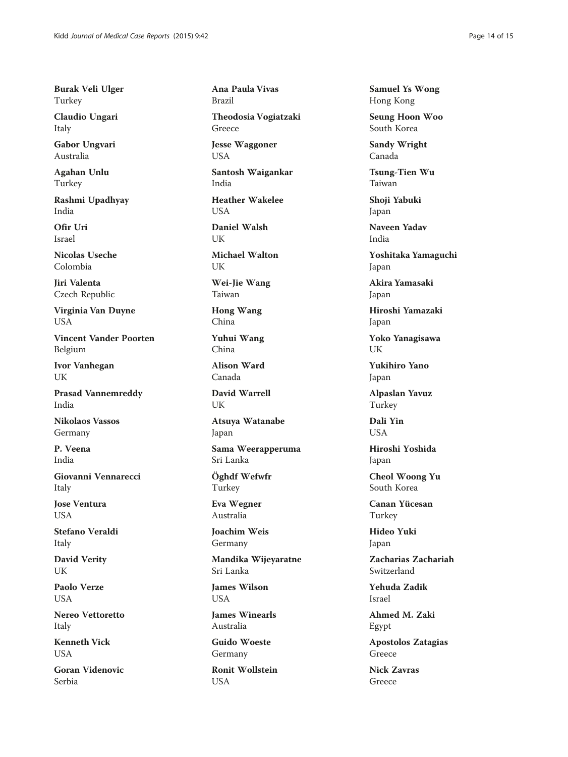**Burak Veli Ulger**
Turkey

**Claudio Ungari**
Italy

**Gabor Ungvari**
Australia

**Agahan Unlu**
Turkey

**Rashmi Upadhyay**
India

**Ofir Uri**
Israel

**Nicolas Useche**
Colombia

**Jiri Valenta**
Czech Republic

**Virginia Van Duyne**
USA

**Vincent Vander Poorten**
Belgium

**Ivor Vanhegan**
UK

**Prasad Vannemreddy**
India

**Nikolaos Vassos**
Germany

**P. Veena**
India

**Giovanni Vennarecci**
Italy

**Jose Ventura**
USA

**Stefano Veraldi**
Italy

**David Verity**
UK

**Paolo Verze**
USA

**Nereo Vettoretto**
Italy

**Kenneth Vick**
USA

**Goran Videnovic**
Serbia

**Ana Paula Vivas**
Brazil

**Theodosia Vogiatzaki**
Greece

**Jesse Waggoner**
USA

**Santosh Waigankar**
India

**Heather Wakelee**
USA

**Daniel Walsh**
UK

**Michael Walton**
UK

**Wei-Jie Wang**
Taiwan

**Hong Wang**
China

**Yuhui Wang**
China

**Alison Ward**
Canada

**David Warrell**
UK

**Atsuya Watanabe**
Japan

**Sama Weerapperuma**
Sri Lanka

**Öghdf Wefwfr**
Turkey

**Eva Wegner**
Australia

**Joachim Weis**
Germany

**Mandika Wijeyaratne**
Sri Lanka

**James Wilson**
USA

**James Winearls**
Australia

**Guido Woeste**
Germany

**Ronit Wollstein**
USA

**Samuel Ys Wong**
Hong Kong

**Seung Hoon Woo**
South Korea

**Sandy Wright**
Canada

**Tsung-Tien Wu**
Taiwan

**Shoji Yabuki**
Japan

**Naveen Yadav**
India

**Yoshitaka Yamaguchi**
Japan

**Akira Yamasaki**
Japan

**Hiroshi Yamazaki**
Japan

**Yoko Yanagisawa**
UK

**Yukihiro Yano**
Japan

**Alpaslan Yavuz**
Turkey

**Dali Yin**
USA

**Hiroshi Yoshida**
Japan

**Cheol Woong Yu**
South Korea

**Canan Yücesan**
Turkey

**Hideo Yuki**
Japan

**Zacharias Zachariah**
Switzerland

**Yehuda Zadik**
Israel

**Ahmed M. Zaki**
Egypt

**Apostolos Zatagias**
Greece

**Nick Zavras**
Greece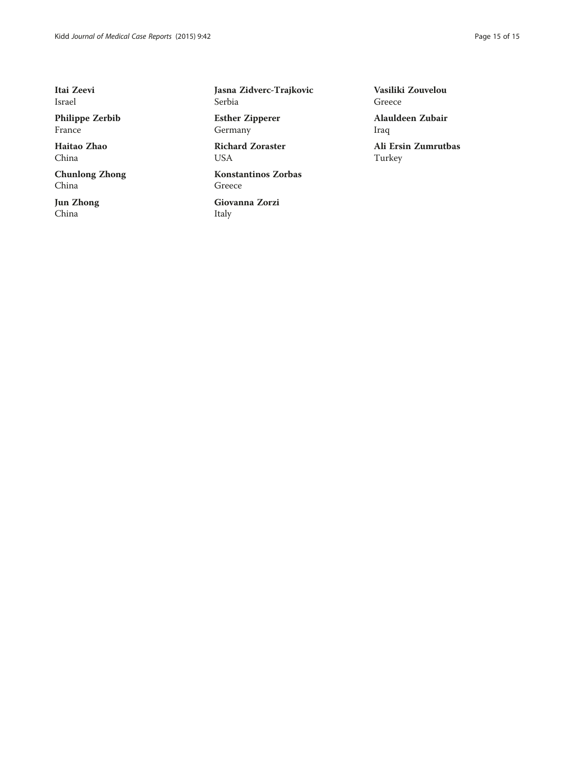**Itai Zeevi**
Israel

**Philippe Zerbib**
France

**Haitao Zhao**
China

**Chunlong Zhong**
China

**Jun Zhong**
China

**Jasna Zidverc-Trajkovic**
Serbia

**Esther Zipperer**
Germany

**Richard Zoraster**
USA

**Konstantinos Zorbas**
Greece

**Giovanna Zorzi**
Italy

**Vasiliki Zouvelou**
Greece

**Alauldeen Zubair**
Iraq

**Ali Ersin Zumrutbas**
Turkey